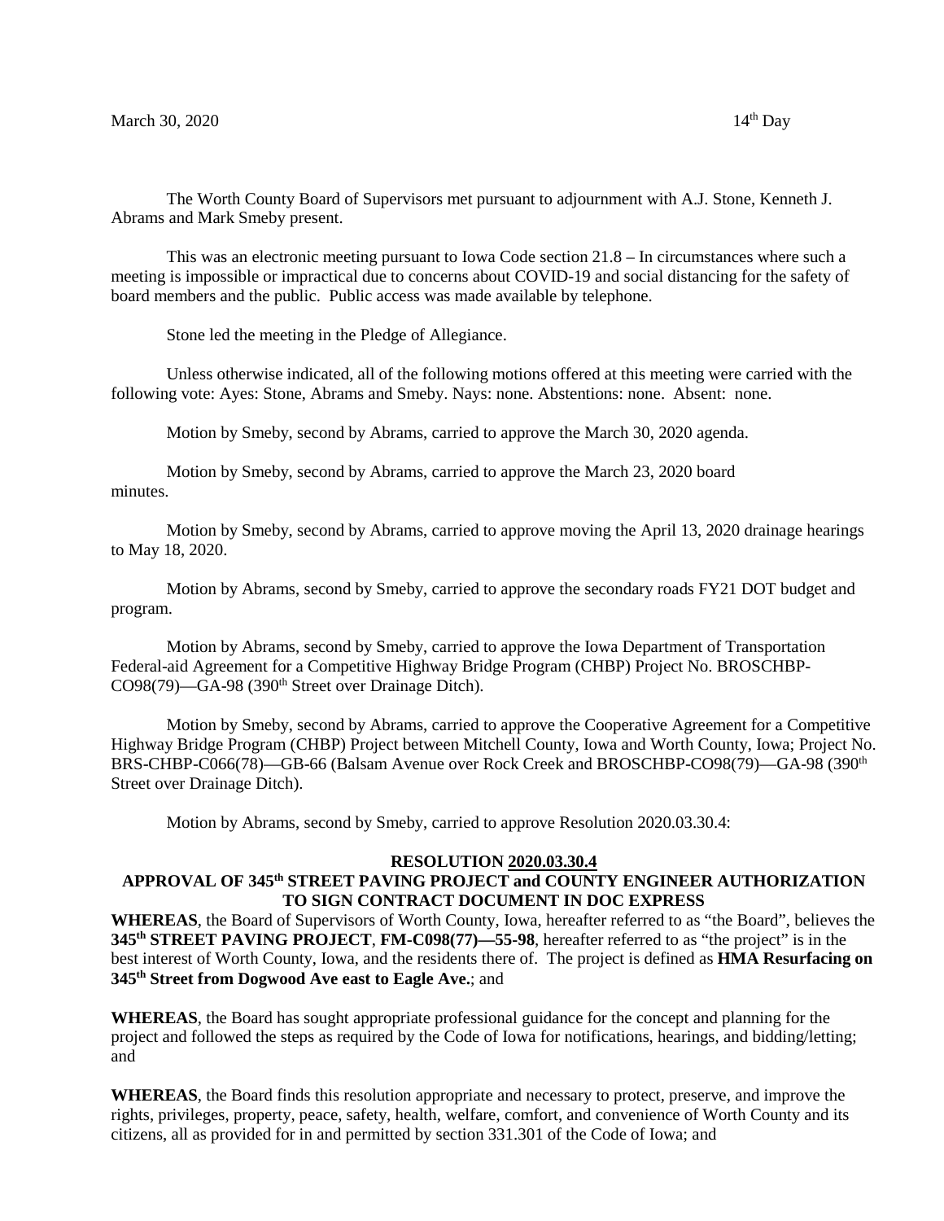March 30, 2020 14th Day

The Worth County Board of Supervisors met pursuant to adjournment with A.J. Stone, Kenneth J. Abrams and Mark Smeby present.

This was an electronic meeting pursuant to Iowa Code section 21.8 – In circumstances where such a meeting is impossible or impractical due to concerns about COVID-19 and social distancing for the safety of board members and the public. Public access was made available by telephone.

Stone led the meeting in the Pledge of Allegiance.

Unless otherwise indicated, all of the following motions offered at this meeting were carried with the following vote: Ayes: Stone, Abrams and Smeby. Nays: none. Abstentions: none. Absent: none.

Motion by Smeby, second by Abrams, carried to approve the March 30, 2020 agenda.

Motion by Smeby, second by Abrams, carried to approve the March 23, 2020 board minutes.

Motion by Smeby, second by Abrams, carried to approve moving the April 13, 2020 drainage hearings to May 18, 2020.

Motion by Abrams, second by Smeby, carried to approve the secondary roads FY21 DOT budget and program.

Motion by Abrams, second by Smeby, carried to approve the Iowa Department of Transportation Federal-aid Agreement for a Competitive Highway Bridge Program (CHBP) Project No. BROSCHBP-CO98(79)—GA-98 (390th Street over Drainage Ditch).

Motion by Smeby, second by Abrams, carried to approve the Cooperative Agreement for a Competitive Highway Bridge Program (CHBP) Project between Mitchell County, Iowa and Worth County, Iowa; Project No. BRS-CHBP-C066(78)—GB-66 (Balsam Avenue over Rock Creek and BROSCHBP-CO98(79)—GA-98 (390th Street over Drainage Ditch).

Motion by Abrams, second by Smeby, carried to approve Resolution 2020.03.30.4:

**RESOLUTION 2020.03.30.4**

**APPROVAL OF 345th STREET PAVING PROJECT and COUNTY ENGINEER AUTHORIZATION TO SIGN CONTRACT DOCUMENT IN DOC EXPRESS**

**WHEREAS**, the Board of Supervisors of Worth County, Iowa, hereafter referred to as "the Board", believes the **345th STREET PAVING PROJECT**, **FM-C098(77)—55-98**, hereafter referred to as "the project" is in the best interest of Worth County, Iowa, and the residents there of. The project is defined as **HMA Resurfacing on 345th Street from Dogwood Ave east to Eagle Ave.**; and

**WHEREAS**, the Board has sought appropriate professional guidance for the concept and planning for the project and followed the steps as required by the Code of Iowa for notifications, hearings, and bidding/letting; and

**WHEREAS**, the Board finds this resolution appropriate and necessary to protect, preserve, and improve the rights, privileges, property, peace, safety, health, welfare, comfort, and convenience of Worth County and its citizens, all as provided for in and permitted by section 331.301 of the Code of Iowa; and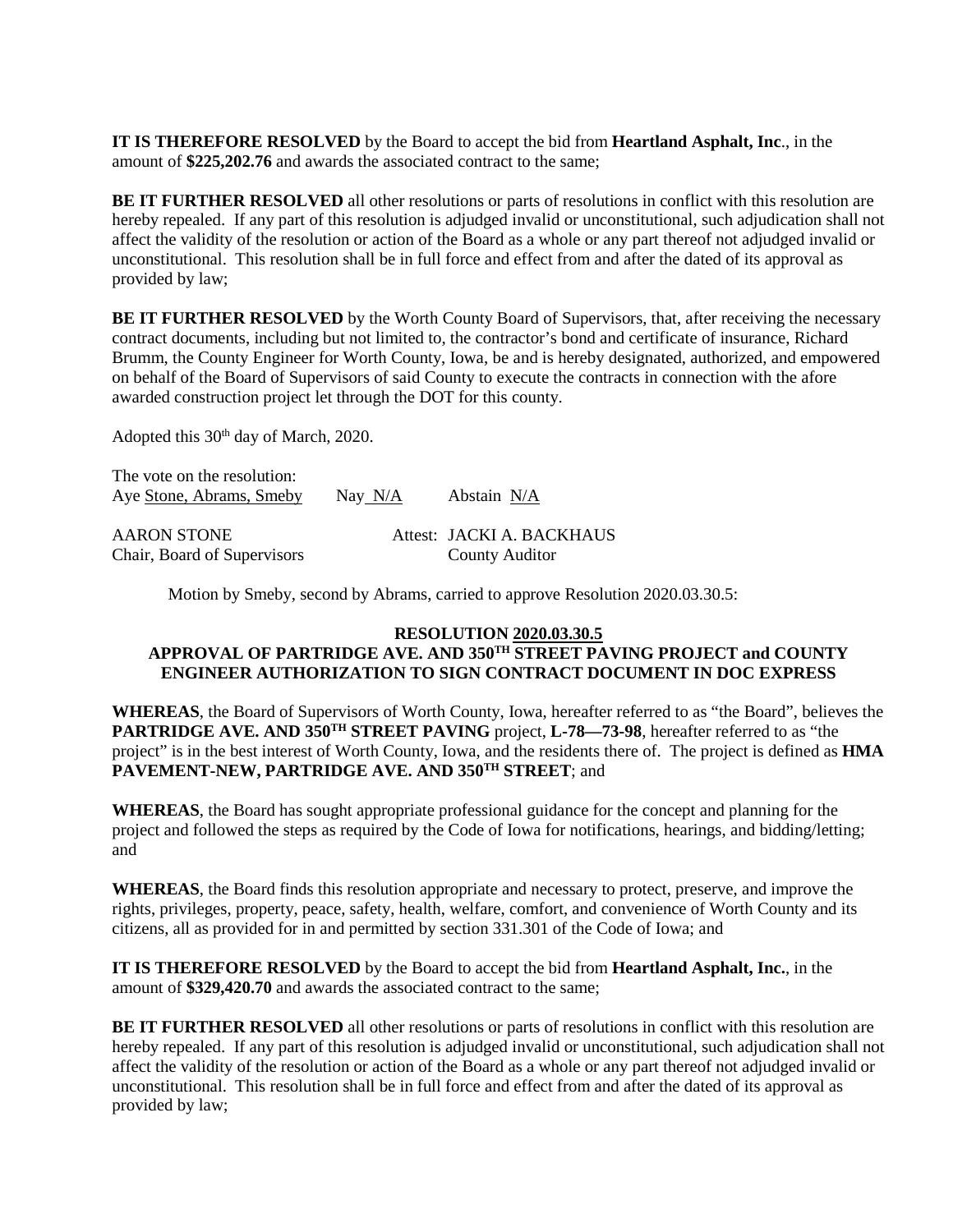**IT IS THEREFORE RESOLVED** by the Board to accept the bid from **Heartland Asphalt, Inc**., in the amount of **$225,202.76** and awards the associated contract to the same;

**BE IT FURTHER RESOLVED** all other resolutions or parts of resolutions in conflict with this resolution are hereby repealed. If any part of this resolution is adjudged invalid or unconstitutional, such adjudication shall not affect the validity of the resolution or action of the Board as a whole or any part thereof not adjudged invalid or unconstitutional. This resolution shall be in full force and effect from and after the dated of its approval as provided by law;

**BE IT FURTHER RESOLVED** by the Worth County Board of Supervisors, that, after receiving the necessary contract documents, including but not limited to, the contractor's bond and certificate of insurance, Richard Brumm, the County Engineer for Worth County, Iowa, be and is hereby designated, authorized, and empowered on behalf of the Board of Supervisors of said County to execute the contracts in connection with the afore awarded construction project let through the DOT for this county.

Adopted this 30th day of March, 2020.

The vote on the resolution:
Aye Stone, Abrams, Smeby      Nay N/A      Abstain N/A

AARON STONE
Chair, Board of Supervisors

Attest: JACKI A. BACKHAUS
County Auditor

Motion by Smeby, second by Abrams, carried to approve Resolution 2020.03.30.5:

**RESOLUTION 2020.03.30.5**
**APPROVAL OF PARTRIDGE AVE. AND 350TH STREET PAVING PROJECT and COUNTY ENGINEER AUTHORIZATION TO SIGN CONTRACT DOCUMENT IN DOC EXPRESS**

**WHEREAS**, the Board of Supervisors of Worth County, Iowa, hereafter referred to as "the Board", believes the **PARTRIDGE AVE. AND 350TH STREET PAVING** project, **L-78—73-98**, hereafter referred to as "the project" is in the best interest of Worth County, Iowa, and the residents there of. The project is defined as **HMA PAVEMENT-NEW, PARTRIDGE AVE. AND 350TH STREET**; and

**WHEREAS**, the Board has sought appropriate professional guidance for the concept and planning for the project and followed the steps as required by the Code of Iowa for notifications, hearings, and bidding/letting; and

**WHEREAS**, the Board finds this resolution appropriate and necessary to protect, preserve, and improve the rights, privileges, property, peace, safety, health, welfare, comfort, and convenience of Worth County and its citizens, all as provided for in and permitted by section 331.301 of the Code of Iowa; and

**IT IS THEREFORE RESOLVED** by the Board to accept the bid from **Heartland Asphalt, Inc.**, in the amount of **$329,420.70** and awards the associated contract to the same;

**BE IT FURTHER RESOLVED** all other resolutions or parts of resolutions in conflict with this resolution are hereby repealed. If any part of this resolution is adjudged invalid or unconstitutional, such adjudication shall not affect the validity of the resolution or action of the Board as a whole or any part thereof not adjudged invalid or unconstitutional. This resolution shall be in full force and effect from and after the dated of its approval as provided by law;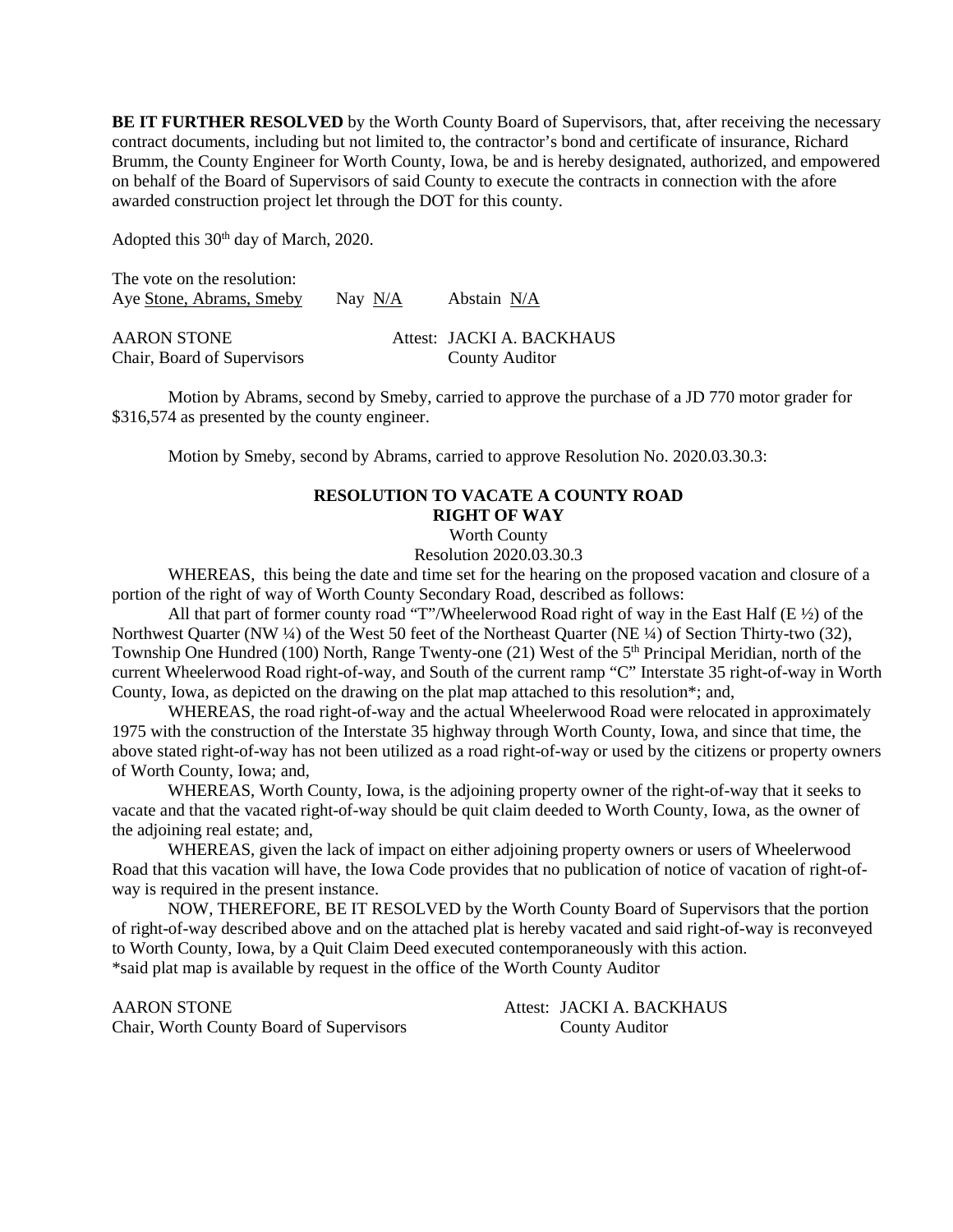**BE IT FURTHER RESOLVED** by the Worth County Board of Supervisors, that, after receiving the necessary contract documents, including but not limited to, the contractor's bond and certificate of insurance, Richard Brumm, the County Engineer for Worth County, Iowa, be and is hereby designated, authorized, and empowered on behalf of the Board of Supervisors of said County to execute the contracts in connection with the afore awarded construction project let through the DOT for this county.

Adopted this 30th day of March, 2020.

The vote on the resolution:
Aye Stone, Abrams, Smeby     Nay N/A     Abstain N/A

AARON STONE     Attest: JACKI A. BACKHAUS
Chair, Board of Supervisors     County Auditor

Motion by Abrams, second by Smeby, carried to approve the purchase of a JD 770 motor grader for $316,574 as presented by the county engineer.

Motion by Smeby, second by Abrams, carried to approve Resolution No. 2020.03.30.3:

**RESOLUTION TO VACATE A COUNTY ROAD RIGHT OF WAY**
Worth County
Resolution 2020.03.30.3

WHEREAS, this being the date and time set for the hearing on the proposed vacation and closure of a portion of the right of way of Worth County Secondary Road, described as follows:

All that part of former county road "T"/Wheelerwood Road right of way in the East Half (E ½) of the Northwest Quarter (NW ¼) of the West 50 feet of the Northeast Quarter (NE ¼) of Section Thirty-two (32), Township One Hundred (100) North, Range Twenty-one (21) West of the 5th Principal Meridian, north of the current Wheelerwood Road right-of-way, and South of the current ramp "C" Interstate 35 right-of-way in Worth County, Iowa, as depicted on the drawing on the plat map attached to this resolution*; and,

WHEREAS, the road right-of-way and the actual Wheelerwood Road were relocated in approximately 1975 with the construction of the Interstate 35 highway through Worth County, Iowa, and since that time, the above stated right-of-way has not been utilized as a road right-of-way or used by the citizens or property owners of Worth County, Iowa; and,

WHEREAS, Worth County, Iowa, is the adjoining property owner of the right-of-way that it seeks to vacate and that the vacated right-of-way should be quit claim deeded to Worth County, Iowa, as the owner of the adjoining real estate; and,

WHEREAS, given the lack of impact on either adjoining property owners or users of Wheelerwood Road that this vacation will have, the Iowa Code provides that no publication of notice of vacation of right-of-way is required in the present instance.

NOW, THEREFORE, BE IT RESOLVED by the Worth County Board of Supervisors that the portion of right-of-way described above and on the attached plat is hereby vacated and said right-of-way is reconveyed to Worth County, Iowa, by a Quit Claim Deed executed contemporaneously with this action.
*said plat map is available by request in the office of the Worth County Auditor

AARON STONE     Attest: JACKI A. BACKHAUS
Chair, Worth County Board of Supervisors     County Auditor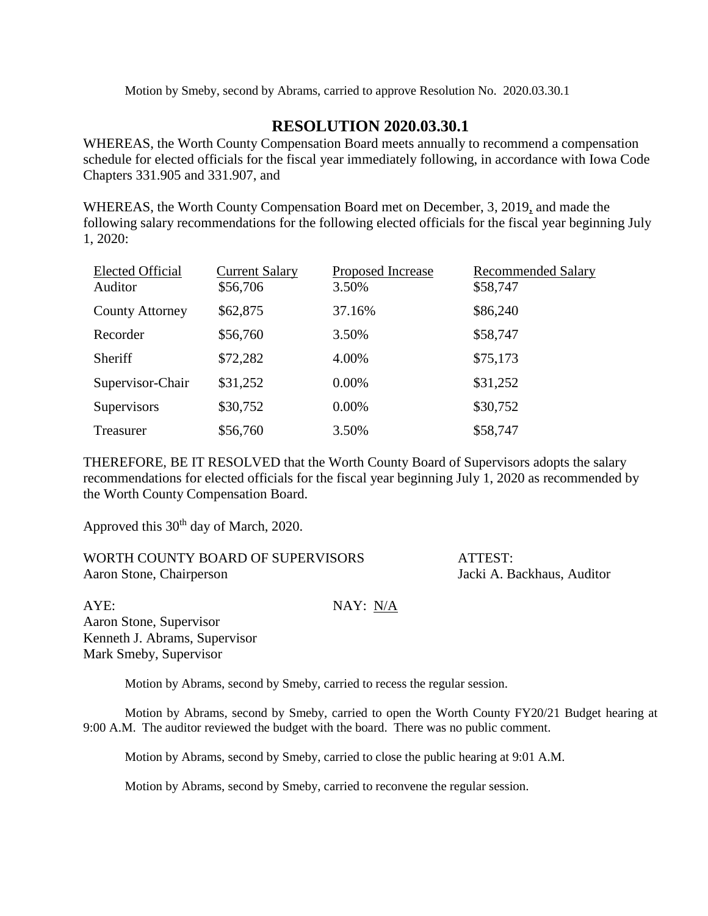Motion by Smeby, second by Abrams, carried to approve Resolution No. 2020.03.30.1

## RESOLUTION 2020.03.30.1

WHEREAS, the Worth County Compensation Board meets annually to recommend a compensation schedule for elected officials for the fiscal year immediately following, in accordance with Iowa Code Chapters 331.905 and 331.907, and

WHEREAS, the Worth County Compensation Board met on December, 3, 2019, and made the following salary recommendations for the following elected officials for the fiscal year beginning July 1, 2020:

| Elected Official | Current Salary | Proposed Increase | Recommended Salary |
|---|---|---|---|
| Auditor | $56,706 | 3.50% | $58,747 |
| County Attorney | $62,875 | 37.16% | $86,240 |
| Recorder | $56,760 | 3.50% | $58,747 |
| Sheriff | $72,282 | 4.00% | $75,173 |
| Supervisor-Chair | $31,252 | 0.00% | $31,252 |
| Supervisors | $30,752 | 0.00% | $30,752 |
| Treasurer | $56,760 | 3.50% | $58,747 |

THEREFORE, BE IT RESOLVED that the Worth County Board of Supervisors adopts the salary recommendations for elected officials for the fiscal year beginning July 1, 2020 as recommended by the Worth County Compensation Board.

Approved this 30th day of March, 2020.

WORTH COUNTY BOARD OF SUPERVISORS
Aaron Stone, Chairperson

ATTEST:
Jacki A. Backhaus, Auditor

AYE:
Aaron Stone, Supervisor
Kenneth J. Abrams, Supervisor
Mark Smeby, Supervisor

NAY: N/A

Motion by Abrams, second by Smeby, carried to recess the regular session.

Motion by Abrams, second by Smeby, carried to open the Worth County FY20/21 Budget hearing at 9:00 A.M. The auditor reviewed the budget with the board. There was no public comment.

Motion by Abrams, second by Smeby, carried to close the public hearing at 9:01 A.M.

Motion by Abrams, second by Smeby, carried to reconvene the regular session.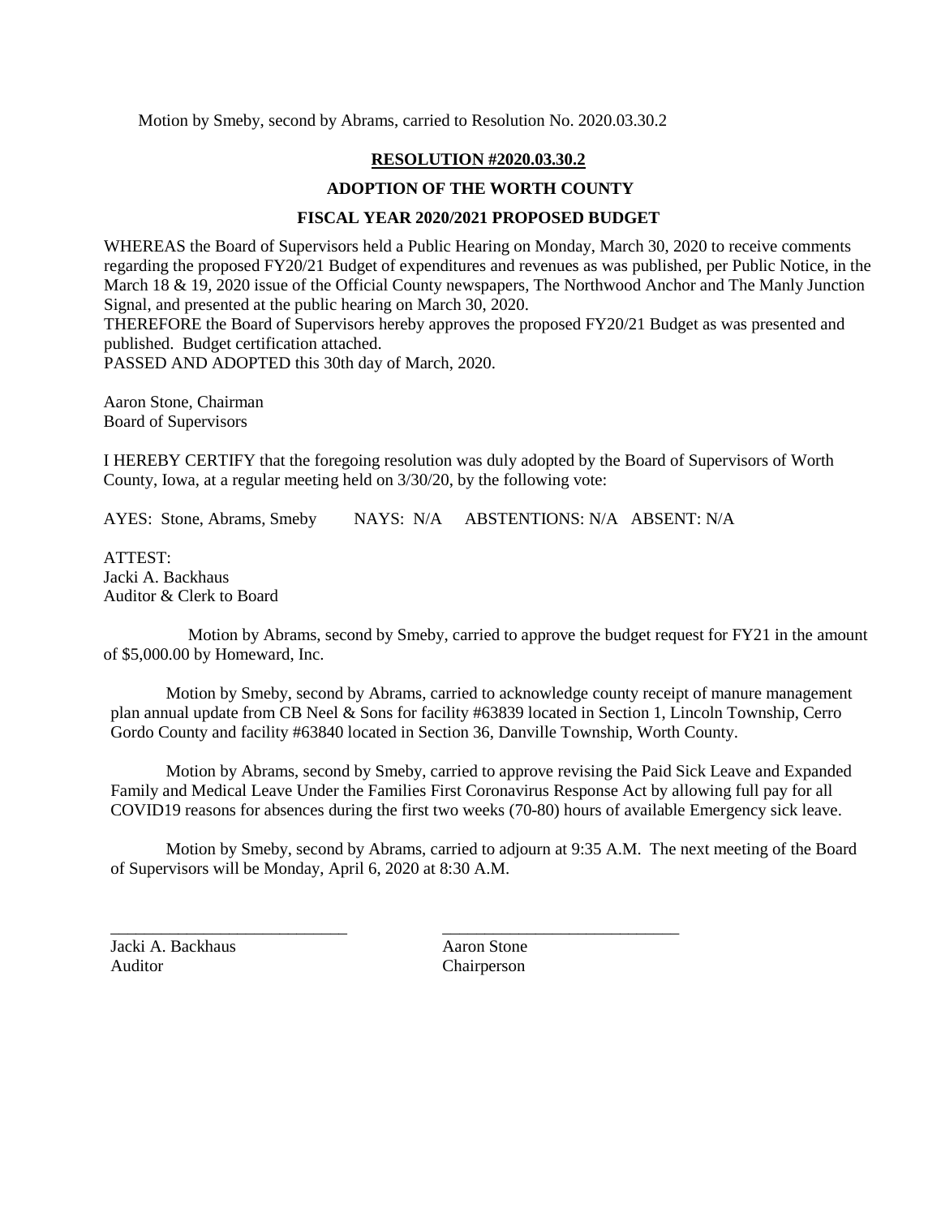Motion by Smeby, second by Abrams, carried to Resolution No. 2020.03.30.2

**RESOLUTION #2020.03.30.2**

**ADOPTION OF THE WORTH COUNTY**

**FISCAL YEAR 2020/2021 PROPOSED BUDGET**

WHEREAS the Board of Supervisors held a Public Hearing on Monday, March 30, 2020 to receive comments regarding the proposed FY20/21 Budget of expenditures and revenues as was published, per Public Notice, in the March 18 & 19, 2020 issue of the Official County newspapers, The Northwood Anchor and The Manly Junction Signal, and presented at the public hearing on March 30, 2020.
THEREFORE the Board of Supervisors hereby approves the proposed FY20/21 Budget as was presented and published. Budget certification attached.
PASSED AND ADOPTED this 30th day of March, 2020.

Aaron Stone, Chairman
Board of Supervisors

I HEREBY CERTIFY that the foregoing resolution was duly adopted by the Board of Supervisors of Worth County, Iowa, at a regular meeting held on 3/30/20, by the following vote:

AYES: Stone, Abrams, Smeby NAYS: N/A ABSTENTIONS: N/A ABSENT: N/A

ATTEST:
Jacki A. Backhaus
Auditor & Clerk to Board

Motion by Abrams, second by Smeby, carried to approve the budget request for FY21 in the amount of $5,000.00 by Homeward, Inc.

Motion by Smeby, second by Abrams, carried to acknowledge county receipt of manure management plan annual update from CB Neel & Sons for facility #63839 located in Section 1, Lincoln Township, Cerro Gordo County and facility #63840 located in Section 36, Danville Township, Worth County.

Motion by Abrams, second by Smeby, carried to approve revising the Paid Sick Leave and Expanded Family and Medical Leave Under the Families First Coronavirus Response Act by allowing full pay for all COVID19 reasons for absences during the first two weeks (70-80) hours of available Emergency sick leave.

Motion by Smeby, second by Abrams, carried to adjourn at 9:35 A.M. The next meeting of the Board of Supervisors will be Monday, April 6, 2020 at 8:30 A.M.

\_\_\_\_\_\_\_\_\_\_\_\_\_\_\_\_\_\_\_\_\_\_\_\_\_\_\_\_ \_\_\_\_\_\_\_\_\_\_\_\_\_\_\_\_\_\_\_\_\_\_\_\_\_\_\_\_

Jacki A. Backhaus — Auditor

Aaron Stone — Chairperson